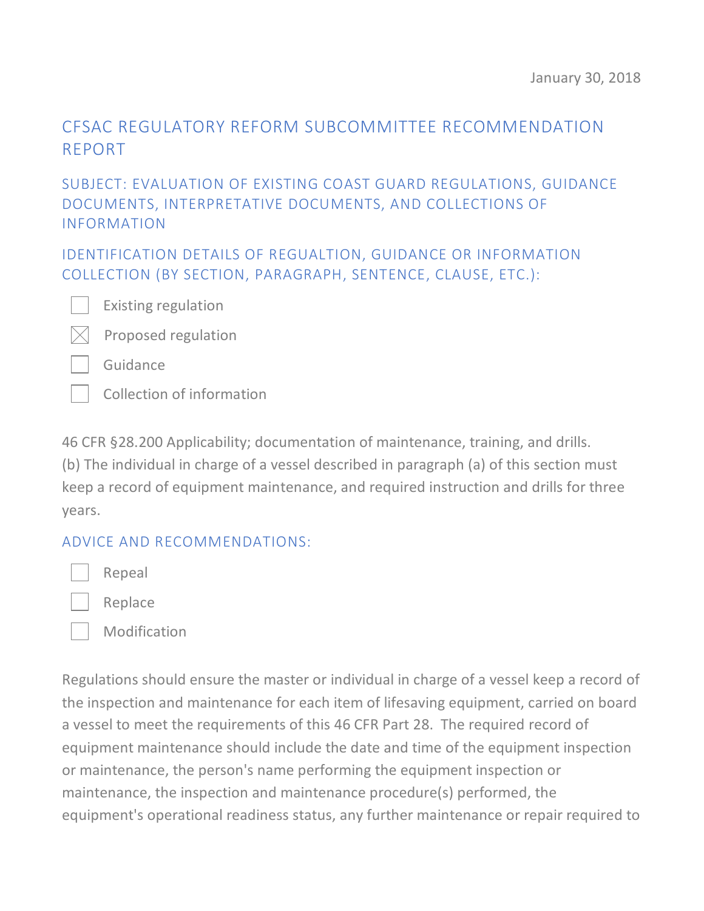January 30, 2018

# CFSAC REGULATORY REFORM SUBCOMMITTEE RECOMMENDATION REPORT

## SUBJECT: EVALUATION OF EXISTING COAST GUARD REGULATIONS, GUIDANCE DOCUMENTS, INTERPRETATIVE DOCUMENTS, AND COLLECTIONS OF INFORMATION

## IDENTIFICATION DETAILS OF REGUALTION, GUIDANCE OR INFORMATION COLLECTION (BY SECTION, PARAGRAPH, SENTENCE, CLAUSE, ETC.):

- ☐ Existing regulation
- ☒ Proposed regulation
- ☐ Guidance
- ☐ Collection of information

46 CFR §28.200 Applicability; documentation of maintenance, training, and drills.
(b) The individual in charge of a vessel described in paragraph (a) of this section must keep a record of equipment maintenance, and required instruction and drills for three years.

## ADVICE AND RECOMMENDATIONS:

- ☐ Repeal
- ☐ Replace
- ☐ Modification

Regulations should ensure the master or individual in charge of a vessel keep a record of the inspection and maintenance for each item of lifesaving equipment, carried on board a vessel to meet the requirements of this 46 CFR Part 28. The required record of equipment maintenance should include the date and time of the equipment inspection or maintenance, the person's name performing the equipment inspection or maintenance, the inspection and maintenance procedure(s) performed, the equipment's operational readiness status, any further maintenance or repair required to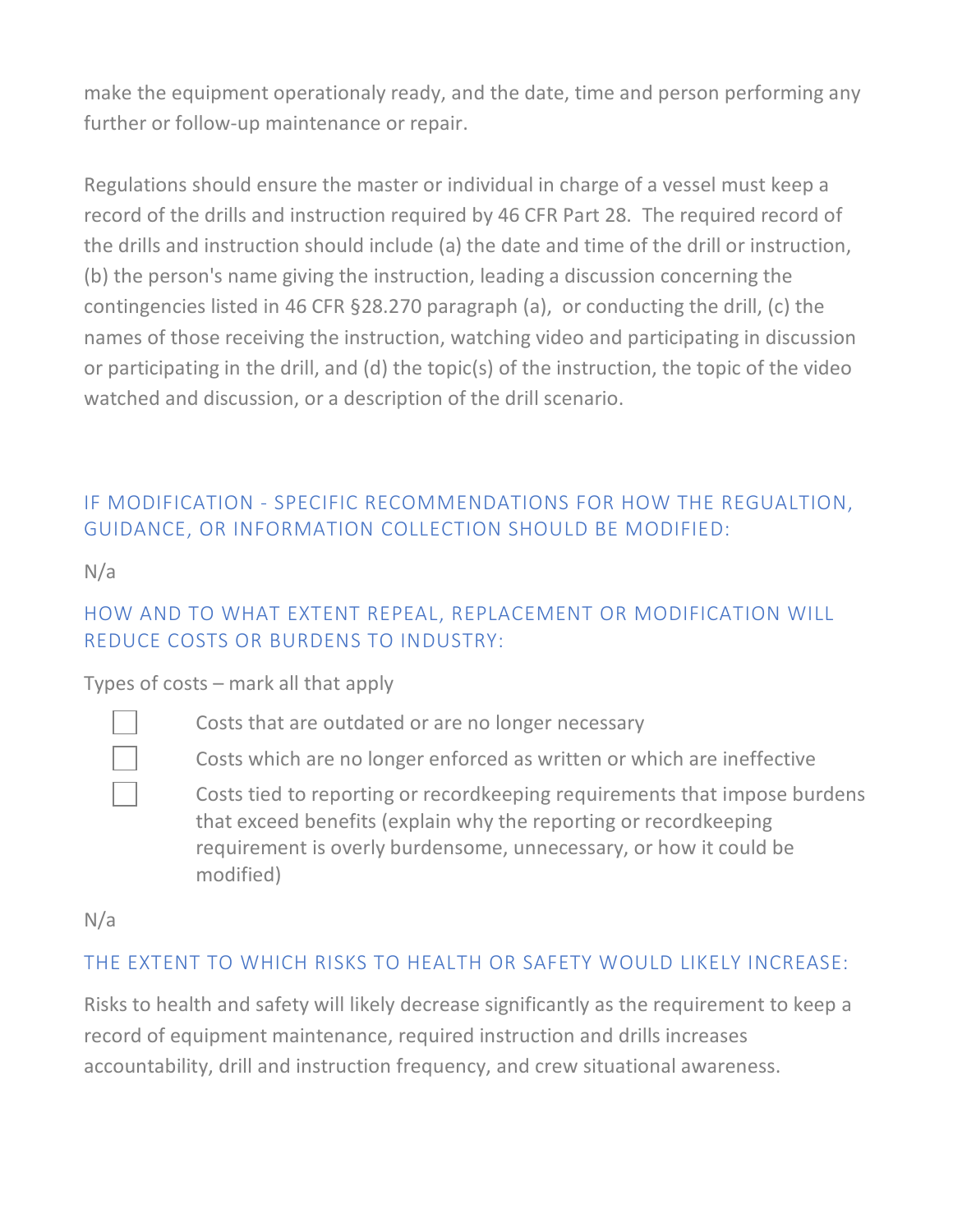make the equipment operationaly ready, and the date, time and person performing any further or follow-up maintenance or repair.

Regulations should ensure the master or individual in charge of a vessel must keep a record of the drills and instruction required by 46 CFR Part 28. The required record of the drills and instruction should include (a) the date and time of the drill or instruction, (b) the person's name giving the instruction, leading a discussion concerning the contingencies listed in 46 CFR §28.270 paragraph (a), or conducting the drill, (c) the names of those receiving the instruction, watching video and participating in discussion or participating in the drill, and (d) the topic(s) of the instruction, the topic of the video watched and discussion, or a description of the drill scenario.

## IF MODIFICATION - SPECIFIC RECOMMENDATIONS FOR HOW THE REGUALTION, GUIDANCE, OR INFORMATION COLLECTION SHOULD BE MODIFIED:

N/a

## HOW AND TO WHAT EXTENT REPEAL, REPLACEMENT OR MODIFICATION WILL REDUCE COSTS OR BURDENS TO INDUSTRY:

Types of costs – mark all that apply

- ☐ Costs that are outdated or are no longer necessary
- ☐ Costs which are no longer enforced as written or which are ineffective
- ☐ Costs tied to reporting or recordkeeping requirements that impose burdens that exceed benefits (explain why the reporting or recordkeeping requirement is overly burdensome, unnecessary, or how it could be modified)

N/a

## THE EXTENT TO WHICH RISKS TO HEALTH OR SAFETY WOULD LIKELY INCREASE:

Risks to health and safety will likely decrease significantly as the requirement to keep a record of equipment maintenance, required instruction and drills increases accountability, drill and instruction frequency, and crew situational awareness.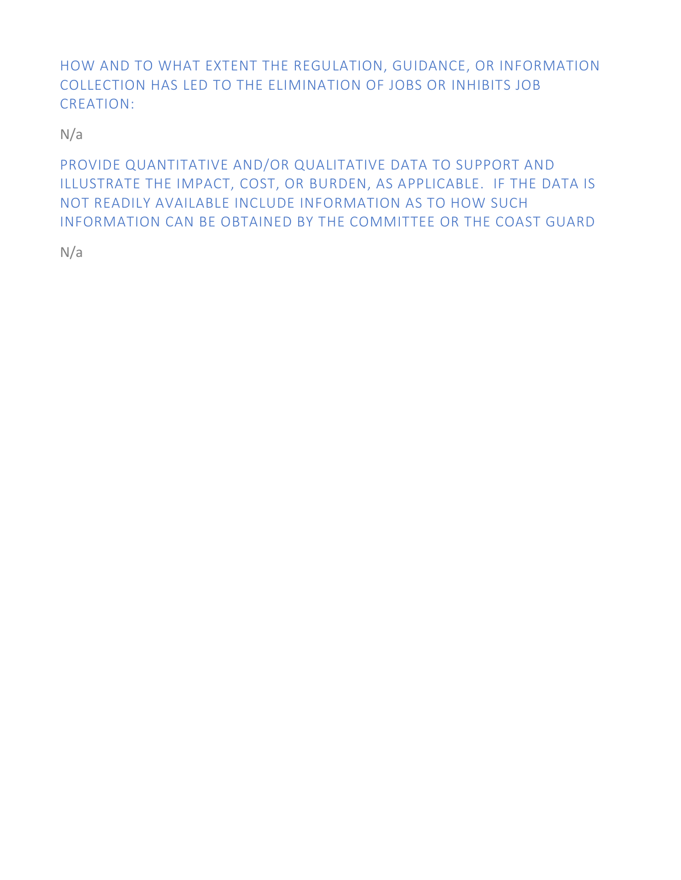HOW AND TO WHAT EXTENT THE REGULATION, GUIDANCE, OR INFORMATION COLLECTION HAS LED TO THE ELIMINATION OF JOBS OR INHIBITS JOB CREATION:

N/a

PROVIDE QUANTITATIVE AND/OR QUALITATIVE DATA TO SUPPORT AND ILLUSTRATE THE IMPACT, COST, OR BURDEN, AS APPLICABLE. IF THE DATA IS NOT READILY AVAILABLE INCLUDE INFORMATION AS TO HOW SUCH INFORMATION CAN BE OBTAINED BY THE COMMITTEE OR THE COAST GUARD

N/a